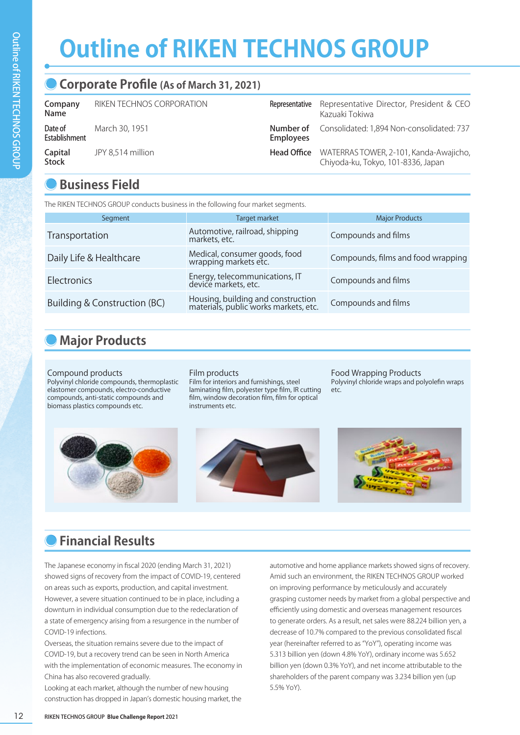# Outline of RIKEN TECHNOS GROUP

## Corporate Profile (As of March 31, 2021)

| | | | |
|---|---|---|---|
| **Company Name** | RIKEN TECHNOS CORPORATION | **Representative** | Representative Director, President & CEO Kazuaki Tokiwa |
| **Date of Establishment** | March 30, 1951 | **Number of Employees** | Consolidated: 1,894 Non-consolidated: 737 |
| **Capital Stock** | JPY 8,514 million | **Head Office** | WATERRAS TOWER, 2-101, Kanda-Awajicho, Chiyoda-ku, Tokyo, 101-8336, Japan |

## Business Field

The RIKEN TECHNOS GROUP conducts business in the following four market segments.

| Segment | Target market | Major Products |
|---|---|---|
| Transportation | Automotive, railroad, shipping markets, etc. | Compounds and films |
| Daily Life & Healthcare | Medical, consumer goods, food wrapping markets etc. | Compounds, films and food wrapping |
| Electronics | Energy, telecommunications, IT device markets, etc. | Compounds and films |
| Building & Construction (BC) | Housing, building and construction materials, public works markets, etc. | Compounds and films |

## Major Products

**Compound products**
Polyvinyl chloride compounds, thermoplastic elastomer compounds, electro-conductive compounds, anti-static compounds and biomass plastics compounds etc.

**Film products**
Film for interiors and furnishings, steel laminating film, polyester type film, IR cutting film, window decoration film, film for optical instruments etc.

**Food Wrapping Products**
Polyvinyl chloride wraps and polyolefin wraps etc.

## Financial Results

The Japanese economy in fiscal 2020 (ending March 31, 2021) showed signs of recovery from the impact of COVID-19, centered on areas such as exports, production, and capital investment. However, a severe situation continued to be in place, including a downturn in individual consumption due to the redeclaration of a state of emergency arising from a resurgence in the number of COVID-19 infections.

Overseas, the situation remains severe due to the impact of COVID-19, but a recovery trend can be seen in North America with the implementation of economic measures. The economy in China has also recovered gradually.

Looking at each market, although the number of new housing construction has dropped in Japan's domestic housing market, the automotive and home appliance markets showed signs of recovery. Amid such an environment, the RIKEN TECHNOS GROUP worked on improving performance by meticulously and accurately grasping customer needs by market from a global perspective and efficiently using domestic and overseas management resources to generate orders. As a result, net sales were 88.224 billion yen, a decrease of 10.7% compared to the previous consolidated fiscal year (hereinafter referred to as "YoY"), operating income was 5.313 billion yen (down 4.8% YoY), ordinary income was 5.652 billion yen (down 0.3% YoY), and net income attributable to the shareholders of the parent company was 3.234 billion yen (up 5.5% YoY).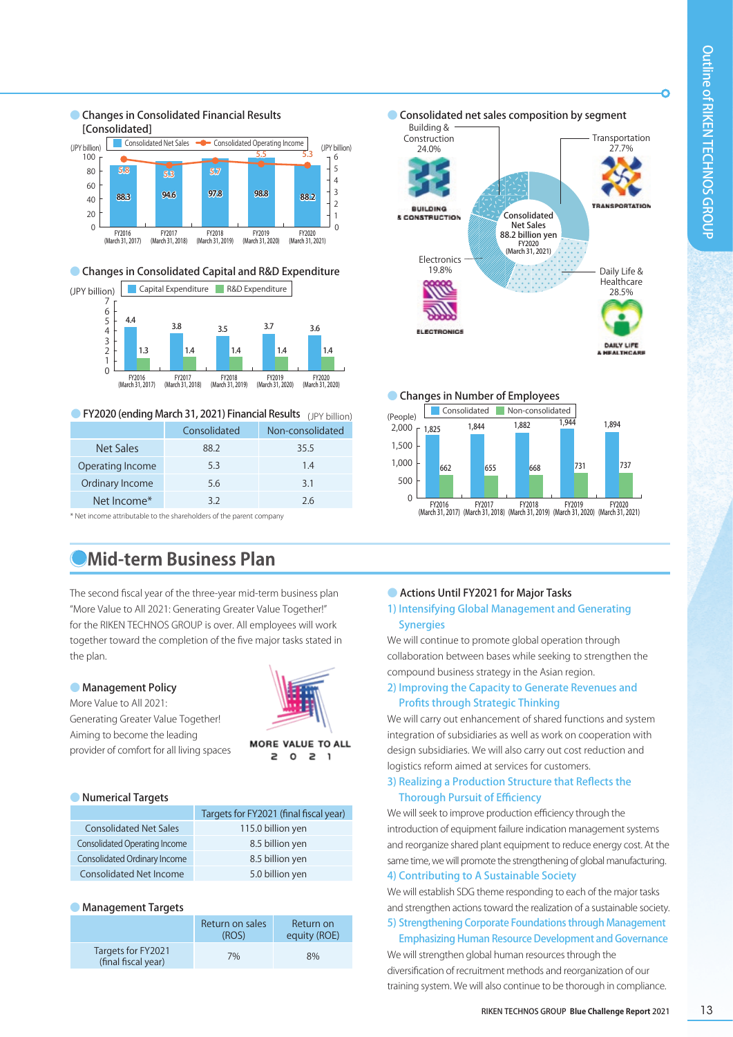## Changes in Consolidated Financial Results [Consolidated]

(JPY billion)
Consolidated Net Sales
Consolidated Operating Income

FY2016 (March 31, 2017): 88.3, 5.8
FY2017 (March 31, 2018): 94.6, 5.3
FY2018 (March 31, 2019): 97.8, 5.7
FY2019 (March 31, 2020): 98.8, 5.5
FY2020 (March 31, 2021): 88.2, 5.3

## Changes in Consolidated Capital and R&D Expenditure

(JPY billion)
Capital Expenditure
R&D Expenditure

FY2016 (March 31, 2017): 4.4, 1.3
FY2017 (March 31, 2018): 3.8, 1.4
FY2018 (March 31, 2019): 3.5, 1.4
FY2019 (March 31, 2020): 3.7, 1.4
FY2020 (March 31, 2020): 3.6, 1.4

## FY2020 (ending March 31, 2021) Financial Results

(JPY billion)

| | Consolidated | Non-consolidated |
|---|---|---|
| Net Sales | 88.2 | 35.5 |
| Operating Income | 5.3 | 1.4 |
| Ordinary Income | 5.6 | 3.1 |
| Net Income* | 3.2 | 2.6 |

\* Net income attributable to the shareholders of the parent company

## Consolidated net sales composition by segment

Consolidated Net Sales 88.2 billion yen FY2020 (March 31, 2021)

Building & Construction 24.0%
Transportation 27.7%
Electronics 19.8%
Daily Life & Healthcare 28.5%

## Changes in Number of Employees

(People)
Consolidated
Non-consolidated

FY2016 (March 31, 2017): 1,825, 662
FY2017 (March 31, 2018): 1,844, 655
FY2018 (March 31, 2019): 1,882, 668
FY2019 (March 31, 2020): 1,944, 731
FY2020 (March 31, 2021): 1,894, 737

# Mid-term Business Plan

The second fiscal year of the three-year mid-term business plan "More Value to All 2021: Generating Greater Value Together!" for the RIKEN TECHNOS GROUP is over. All employees will work together toward the completion of the five major tasks stated in the plan.

## Management Policy

More Value to All 2021:
Generating Greater Value Together!
Aiming to become the leading provider of comfort for all living spaces

MORE VALUE TO ALL 2021

## Numerical Targets

| | Targets for FY2021 (final fiscal year) |
|---|---|
| Consolidated Net Sales | 115.0 billion yen |
| Consolidated Operating Income | 8.5 billion yen |
| Consolidated Ordinary Income | 8.5 billion yen |
| Consolidated Net Income | 5.0 billion yen |

## Management Targets

| | Return on sales (ROS) | Return on equity (ROE) |
|---|---|---|
| Targets for FY2021 (final fiscal year) | 7% | 8% |

## Actions Until FY2021 for Major Tasks

### 1) Intensifying Global Management and Generating Synergies

We will continue to promote global operation through collaboration between bases while seeking to strengthen the compound business strategy in the Asian region.

### 2) Improving the Capacity to Generate Revenues and Profits through Strategic Thinking

We will carry out enhancement of shared functions and system integration of subsidiaries as well as work on cooperation with design subsidiaries. We will also carry out cost reduction and logistics reform aimed at services for customers.

### 3) Realizing a Production Structure that Reflects the Thorough Pursuit of Efficiency

We will seek to improve production efficiency through the introduction of equipment failure indication management systems and reorganize shared plant equipment to reduce energy cost. At the same time, we will promote the strengthening of global manufacturing.

### 4) Contributing to A Sustainable Society

We will establish SDG theme responding to each of the major tasks and strengthen actions toward the realization of a sustainable society.

### 5) Strengthening Corporate Foundations through Management Emphasizing Human Resource Development and Governance

We will strengthen global human resources through the diversification of recruitment methods and reorganization of our training system. We will also continue to be thorough in compliance.